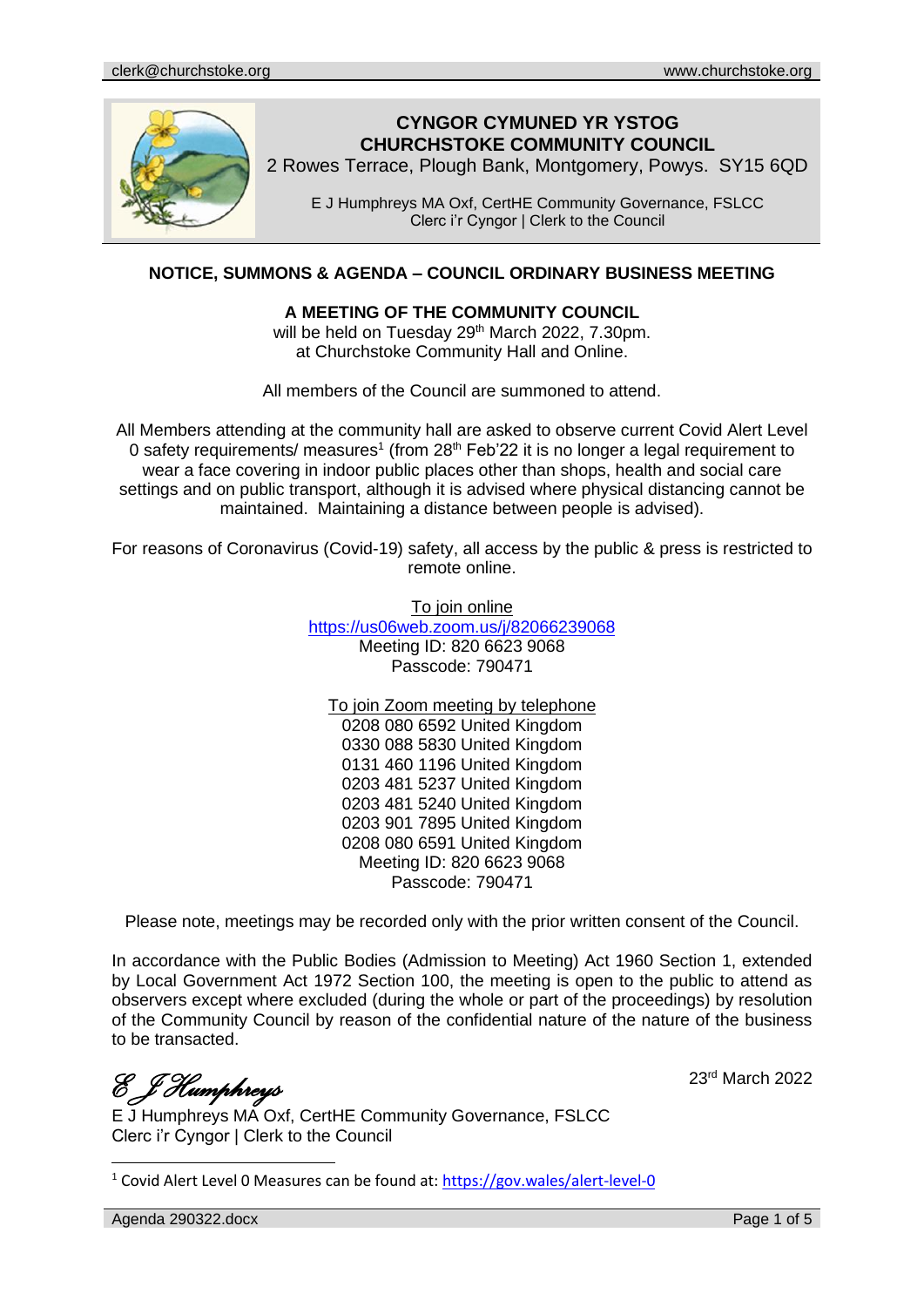clerk@churchstoke.org www.churchstoke.org

# CYNGOR CYMUNED YR YSTOG
# CHURCHSTOKE COMMUNITY COUNCIL

2 Rowes Terrace, Plough Bank, Montgomery, Powys. SY15 6QD

E J Humphreys MA Oxf, CertHE Community Governance, FSLCC
Clerc i'r Cygnor | Clerk to the Council

## NOTICE, SUMMONS & AGENDA – COUNCIL ORDINARY BUSINESS MEETING

**A MEETING OF THE COMMUNITY COUNCIL**
will be held on Tuesday 29th March 2022, 7.30pm.
at Churchstoke Community Hall and Online.

All members of the Council are summoned to attend.

All Members attending at the community hall are asked to observe current Covid Alert Level 0 safety requirements/ measures[1] (from 28th Feb'22 it is no longer a legal requirement to wear a face covering in indoor public places other than shops, health and social care settings and on public transport, although it is advised where physical distancing cannot be maintained. Maintaining a distance between people is advised).

For reasons of Coronavirus (Covid-19) safety, all access by the public & press is restricted to remote online.

To join online
https://us06web.zoom.us/j/82066239068
Meeting ID: 820 6623 9068
Passcode: 790471

To join Zoom meeting by telephone
0208 080 6592 United Kingdom
0330 088 5830 United Kingdom
0131 460 1196 United Kingdom
0203 481 5237 United Kingdom
0203 481 5240 United Kingdom
0203 901 7895 United Kingdom
0208 080 6591 United Kingdom
Meeting ID: 820 6623 9068
Passcode: 790471

Please note, meetings may be recorded only with the prior written consent of the Council.

In accordance with the Public Bodies (Admission to Meeting) Act 1960 Section 1, extended by Local Government Act 1972 Section 100, the meeting is open to the public to attend as observers except where excluded (during the whole or part of the proceedings) by resolution of the Community Council by reason of the confidential nature of the nature of the business to be transacted.

*E J Humphreys* 23rd March 2022

E J Humphreys MA Oxf, CertHE Community Governance, FSLCC
Clerc i'r Cygnor | Clerk to the Council

[1] Covid Alert Level 0 Measures can be found at: https://gov.wales/alert-level-0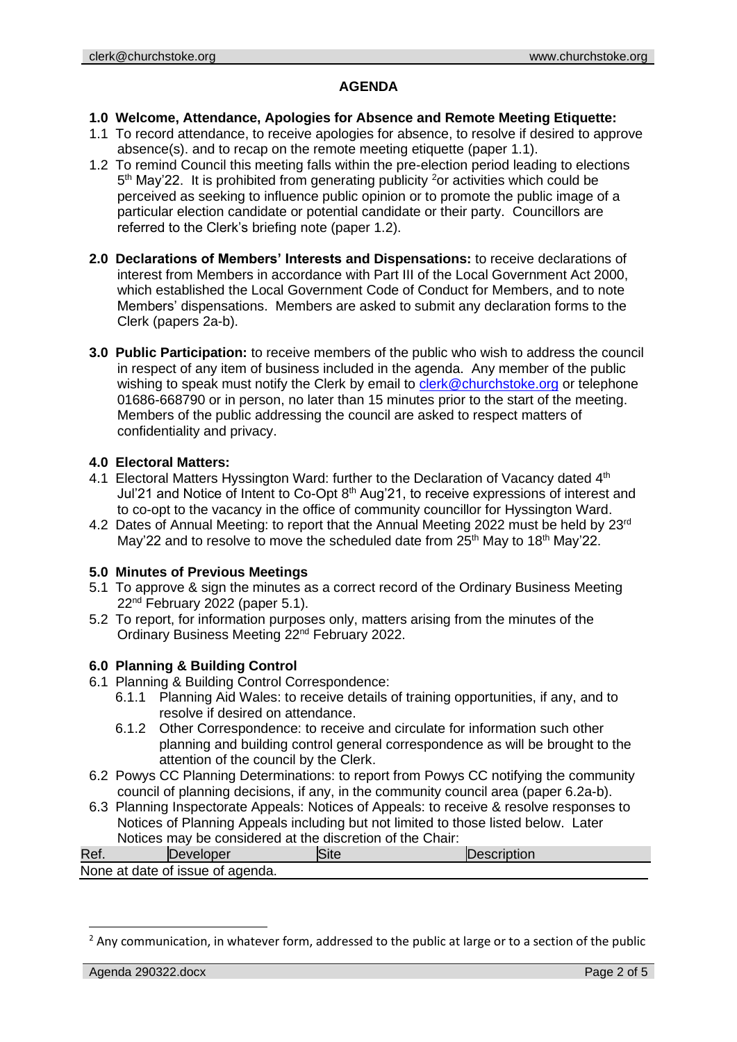## AGENDA

**1.0 Welcome, Attendance, Apologies for Absence and Remote Meeting Etiquette:**

1.1 To record attendance, to receive apologies for absence, to resolve if desired to approve absence(s). and to recap on the remote meeting etiquette (paper 1.1).

1.2 To remind Council this meeting falls within the pre-election period leading to elections 5th May'22. It is prohibited from generating publicity [2]or activities which could be perceived as seeking to influence public opinion or to promote the public image of a particular election candidate or potential candidate or their party. Councillors are referred to the Clerk's briefing note (paper 1.2).

**2.0 Declarations of Members' Interests and Dispensations:** to receive declarations of interest from Members in accordance with Part III of the Local Government Act 2000, which established the Local Government Code of Conduct for Members, and to note Members' dispensations. Members are asked to submit any declaration forms to the Clerk (papers 2a-b).

**3.0 Public Participation:** to receive members of the public who wish to address the council in respect of any item of business included in the agenda. Any member of the public wishing to speak must notify the Clerk by email to clerk@churchstoke.org or telephone 01686-668790 or in person, no later than 15 minutes prior to the start of the meeting. Members of the public addressing the council are asked to respect matters of confidentiality and privacy.

**4.0 Electoral Matters:**

4.1 Electoral Matters Hyssington Ward: further to the Declaration of Vacancy dated 4th Jul'21 and Notice of Intent to Co-Opt 8th Aug'21, to receive expressions of interest and to co-opt to the vacancy in the office of community councillor for Hyssington Ward.

4.2 Dates of Annual Meeting: to report that the Annual Meeting 2022 must be held by 23rd May'22 and to resolve to move the scheduled date from 25th May to 18th May'22.

**5.0 Minutes of Previous Meetings**

5.1 To approve & sign the minutes as a correct record of the Ordinary Business Meeting 22nd February 2022 (paper 5.1).

5.2 To report, for information purposes only, matters arising from the minutes of the Ordinary Business Meeting 22nd February 2022.

**6.0 Planning & Building Control**

6.1 Planning & Building Control Correspondence:

6.1.1 Planning Aid Wales: to receive details of training opportunities, if any, and to resolve if desired on attendance.

6.1.2 Other Correspondence: to receive and circulate for information such other planning and building control general correspondence as will be brought to the attention of the council by the Clerk.

6.2 Powys CC Planning Determinations: to report from Powys CC notifying the community council of planning decisions, if any, in the community council area (paper 6.2a-b).

6.3 Planning Inspectorate Appeals: Notices of Appeals: to receive & resolve responses to Notices of Planning Appeals including but not limited to those listed below. Later Notices may be considered at the discretion of the Chair:

| Ref. | Developer | Site | Description |
|---|---|---|---|
| None at date of issue of agenda. | | | |

---

[2] Any communication, in whatever form, addressed to the public at large or to a section of the public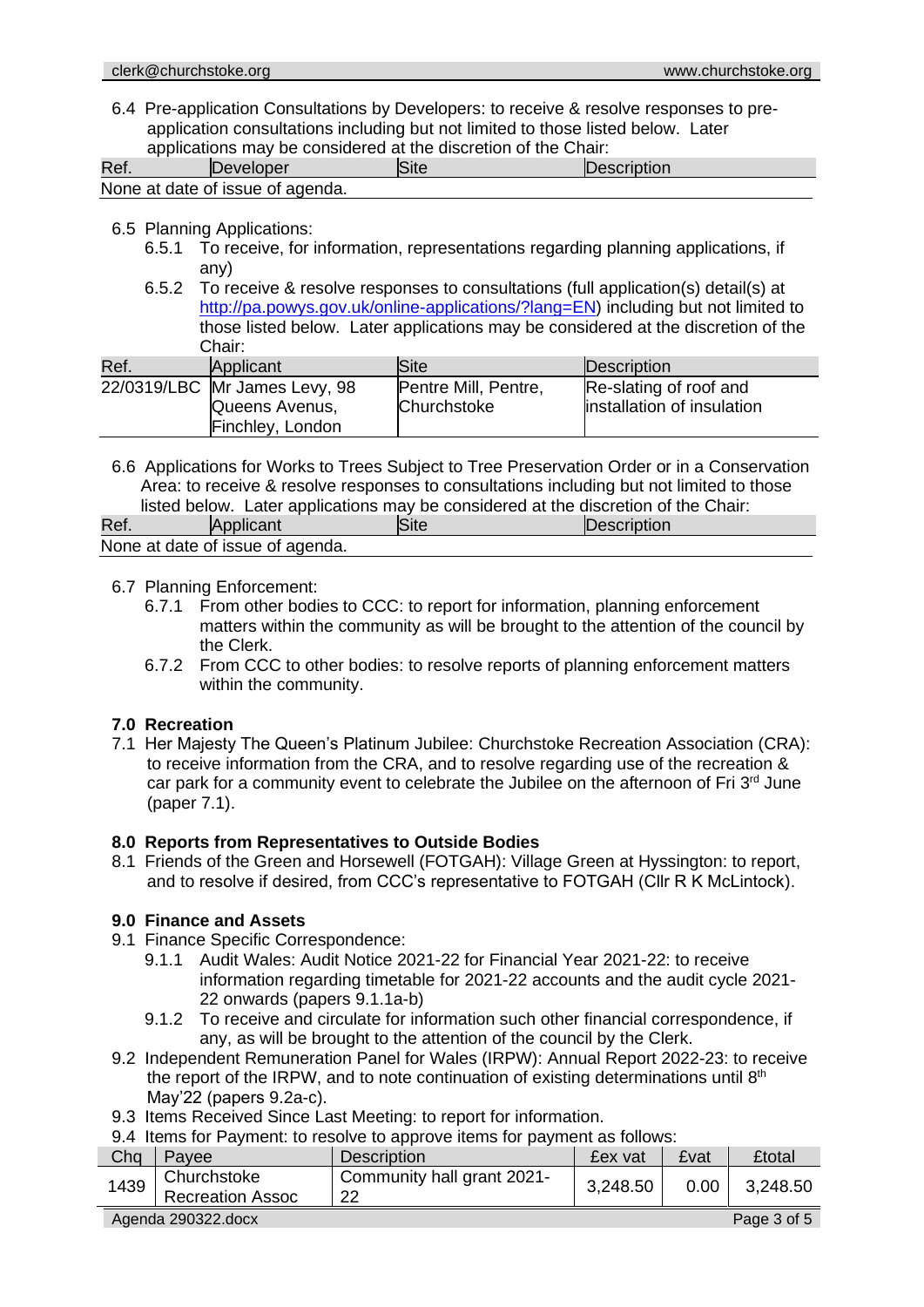6.4 Pre-application Consultations by Developers: to receive & resolve responses to pre-application consultations including but not limited to those listed below. Later applications may be considered at the discretion of the Chair:

| Ref. | Developer | Site | Description |
|---|---|---|---|
| None at date of issue of agenda. | | | |

6.5 Planning Applications:

6.5.1 To receive, for information, representations regarding planning applications, if any)

6.5.2 To receive & resolve responses to consultations (full application(s) detail(s) at http://pa.powys.gov.uk/online-applications/?lang=EN) including but not limited to those listed below. Later applications may be considered at the discretion of the Chair:

| Ref. | Applicant | Site | Description |
|---|---|---|---|
| 22/0319/LBC | Mr James Levy, 98 Queens Avenus, Finchley, London | Pentre Mill, Pentre, Churchstoke | Re-slating of roof and installation of insulation |

6.6 Applications for Works to Trees Subject to Tree Preservation Order or in a Conservation Area: to receive & resolve responses to consultations including but not limited to those listed below. Later applications may be considered at the discretion of the Chair:

| Ref. | Applicant | Site | Description |
|---|---|---|---|
| None at date of issue of agenda. | | | |

6.7 Planning Enforcement:

6.7.1 From other bodies to CCC: to report for information, planning enforcement matters within the community as will be brought to the attention of the council by the Clerk.

6.7.2 From CCC to other bodies: to resolve reports of planning enforcement matters within the community.

## 7.0 Recreation

7.1 Her Majesty The Queen's Platinum Jubilee: Churchstoke Recreation Association (CRA): to receive information from the CRA, and to resolve regarding use of the recreation & car park for a community event to celebrate the Jubilee on the afternoon of Fri 3rd June (paper 7.1).

## 8.0 Reports from Representatives to Outside Bodies

8.1 Friends of the Green and Horsewell (FOTGAH): Village Green at Hyssington: to report, and to resolve if desired, from CCC's representative to FOTGAH (Cllr R K McLintock).

## 9.0 Finance and Assets

9.1 Finance Specific Correspondence:

9.1.1 Audit Wales: Audit Notice 2021-22 for Financial Year 2021-22: to receive information regarding timetable for 2021-22 accounts and the audit cycle 2021-22 onwards (papers 9.1.1a-b)

9.1.2 To receive and circulate for information such other financial correspondence, if any, as will be brought to the attention of the council by the Clerk.

9.2 Independent Remuneration Panel for Wales (IRPW): Annual Report 2022-23: to receive the report of the IRPW, and to note continuation of existing determinations until 8th May'22 (papers 9.2a-c).

9.3 Items Received Since Last Meeting: to report for information.

9.4 Items for Payment: to resolve to approve items for payment as follows:

| Chq | Payee | Description | £ex vat | £vat | £total |
|---|---|---|---|---|---|
| 1439 | Churchstoke Recreation Assoc | Community hall grant 2021-22 | 3,248.50 | 0.00 | 3,248.50 |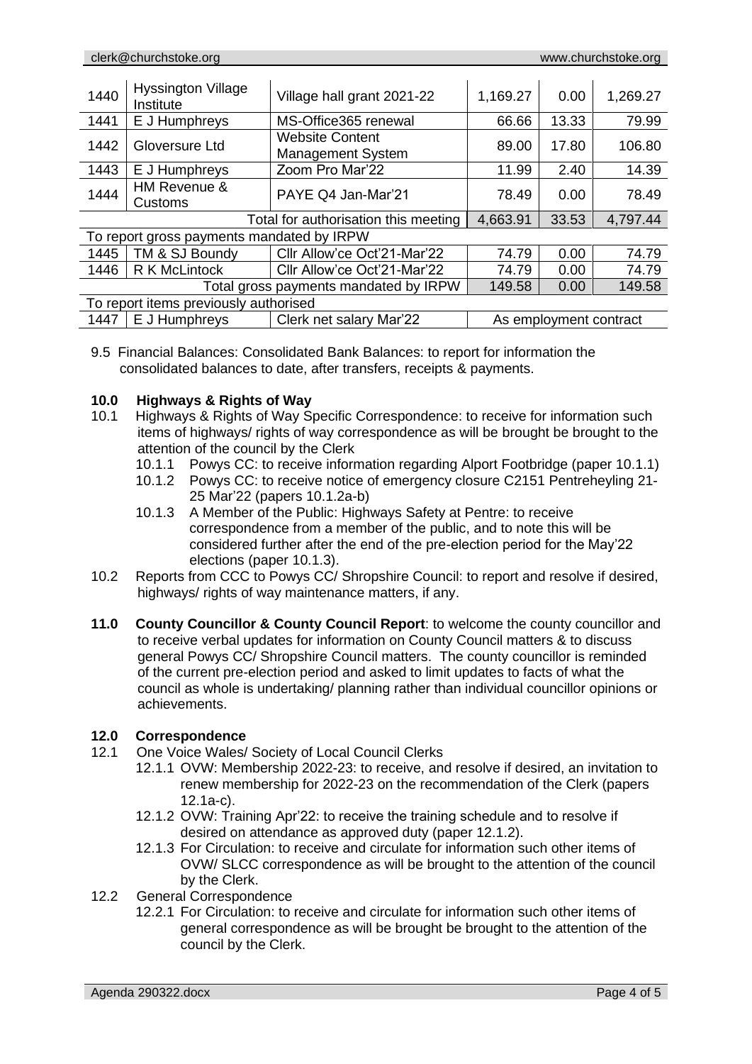| | | | | | |
|---|---|---|---|---|---|
| 1440 | Hyssington Village Institute | Village hall grant 2021-22 | 1,169.27 | 0.00 | 1,269.27 |
| 1441 | E J Humphreys | MS-Office365 renewal | 66.66 | 13.33 | 79.99 |
| 1442 | Gloversure Ltd | Website Content Management System | 89.00 | 17.80 | 106.80 |
| 1443 | E J Humphreys | Zoom Pro Mar'22 | 11.99 | 2.40 | 14.39 |
| 1444 | HM Revenue & Customs | PAYE Q4 Jan-Mar'21 | 78.49 | 0.00 | 78.49 |
| | | Total for authorisation this meeting | 4,663.91 | 33.53 | 4,797.44 |
| To report gross payments mandated by IRPW | | | | | |
| 1445 | TM & SJ Boundy | Cllr Allow'ce Oct'21-Mar'22 | 74.79 | 0.00 | 74.79 |
| 1446 | R K McLintock | Cllr Allow'ce Oct'21-Mar'22 | 74.79 | 0.00 | 74.79 |
| | | Total gross payments mandated by IRPW | 149.58 | 0.00 | 149.58 |
| To report items previously authorised | | | | | |
| 1447 | E J Humphreys | Clerk net salary Mar'22 | As employment contract | | |

9.5 Financial Balances: Consolidated Bank Balances: to report for information the consolidated balances to date, after transfers, receipts & payments.

**10.0 Highways & Rights of Way**

10.1 Highways & Rights of Way Specific Correspondence: to receive for information such items of highways/ rights of way correspondence as will be brought be brought to the attention of the council by the Clerk

- 10.1.1 Powys CC: to receive information regarding Alport Footbridge (paper 10.1.1)
- 10.1.2 Powys CC: to receive notice of emergency closure C2151 Pentreheyling 21-25 Mar'22 (papers 10.1.2a-b)
- 10.1.3 A Member of the Public: Highways Safety at Pentre: to receive correspondence from a member of the public, and to note this will be considered further after the end of the pre-election period for the May'22 elections (paper 10.1.3).

10.2 Reports from CCC to Powys CC/ Shropshire Council: to report and resolve if desired, highways/ rights of way maintenance matters, if any.

**11.0 County Councillor & County Council Report**: to welcome the county councillor and to receive verbal updates for information on County Council matters & to discuss general Powys CC/ Shropshire Council matters. The county councillor is reminded of the current pre-election period and asked to limit updates to facts of what the council as whole is undertaking/ planning rather than individual councillor opinions or achievements.

**12.0 Correspondence**

12.1 One Voice Wales/ Society of Local Council Clerks

- 12.1.1 OVW: Membership 2022-23: to receive, and resolve if desired, an invitation to renew membership for 2022-23 on the recommendation of the Clerk (papers 12.1a-c).
- 12.1.2 OVW: Training Apr'22: to receive the training schedule and to resolve if desired on attendance as approved duty (paper 12.1.2).
- 12.1.3 For Circulation: to receive and circulate for information such other items of OVW/ SLCC correspondence as will be brought to the attention of the council by the Clerk.

12.2 General Correspondence

- 12.2.1 For Circulation: to receive and circulate for information such other items of general correspondence as will be brought be brought to the attention of the council by the Clerk.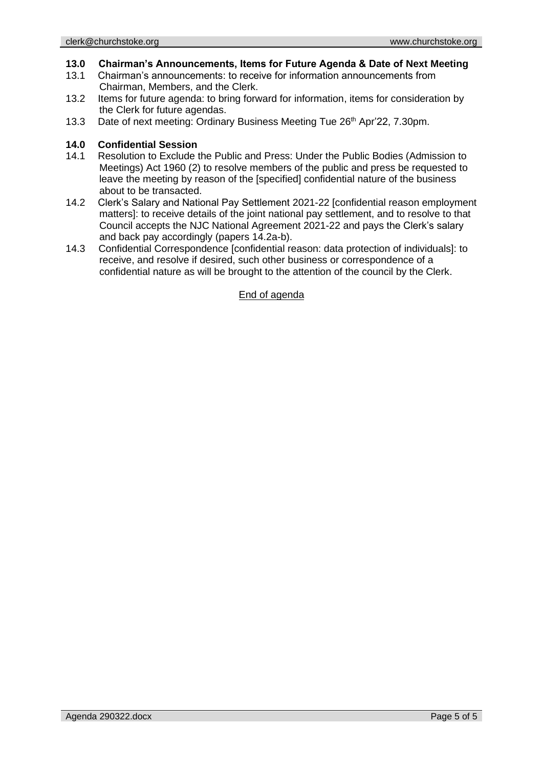## 13.0 Chairman's Announcements, Items for Future Agenda & Date of Next Meeting

13.1 Chairman's announcements: to receive for information announcements from Chairman, Members, and the Clerk.

13.2 Items for future agenda: to bring forward for information, items for consideration by the Clerk for future agendas.

13.3 Date of next meeting: Ordinary Business Meeting Tue 26th Apr'22, 7.30pm.

## 14.0 Confidential Session

14.1 Resolution to Exclude the Public and Press: Under the Public Bodies (Admission to Meetings) Act 1960 (2) to resolve members of the public and press be requested to leave the meeting by reason of the [specified] confidential nature of the business about to be transacted.

14.2 Clerk's Salary and National Pay Settlement 2021-22 [confidential reason employment matters]: to receive details of the joint national pay settlement, and to resolve to that Council accepts the NJC National Agreement 2021-22 and pays the Clerk's salary and back pay accordingly (papers 14.2a-b).

14.3 Confidential Correspondence [confidential reason: data protection of individuals]: to receive, and resolve if desired, such other business or correspondence of a confidential nature as will be brought to the attention of the council by the Clerk.

End of agenda